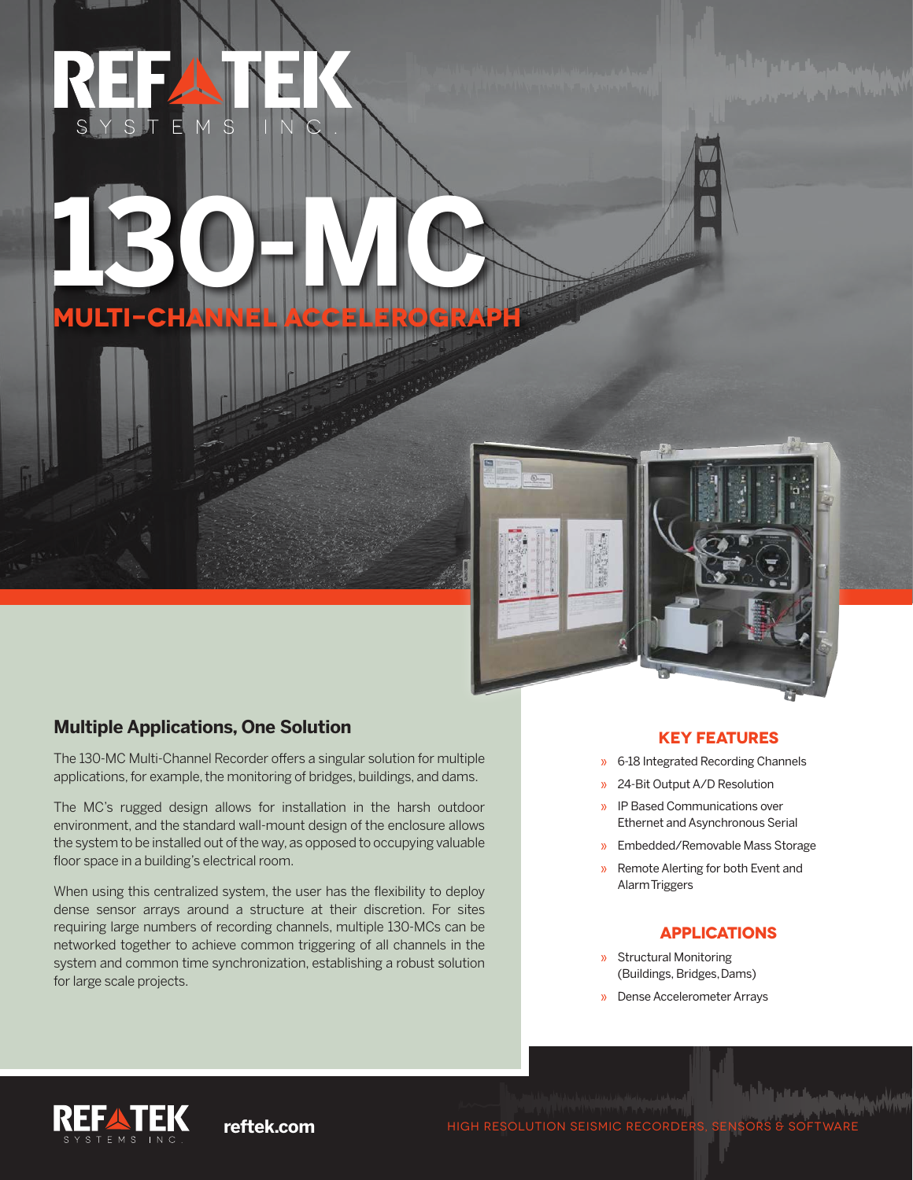# REF TEK SYSTEMS INC.

# 130-MC

## MULTI-CHANNEL ACCELEROGRAPH

## Multiple Applications, One Solution

The 130-MC Multi-Channel Recorder offers a singular solution for multiple applications, for example, the monitoring of bridges, buildings, and dams.

The MC's rugged design allows for installation in the harsh outdoor environment, and the standard wall-mount design of the enclosure allows the system to be installed out of the way, as opposed to occupying valuable floor space in a building's electrical room.

When using this centralized system, the user has the flexibility to deploy dense sensor arrays around a structure at their discretion. For sites requiring large numbers of recording channels, multiple 130-MCs can be networked together to achieve common triggering of all channels in the system and common time synchronization, establishing a robust solution for large scale projects.

### KEY FEATURES

- 6-18 Integrated Recording Channels
- 24-Bit Output A/D Resolution
- IP Based Communications over Ethernet and Asynchronous Serial
- Embedded/Removable Mass Storage
- Remote Alerting for both Event and Alarm Triggers

### APPLICATIONS

- Structural Monitoring (Buildings, Bridges, Dams)
- Dense Accelerometer Arrays

REF TEK SYSTEMS INC. **reftek.com** HIGH RESOLUTION SEISMIC RECORDERS, SENSORS & SOFTWARE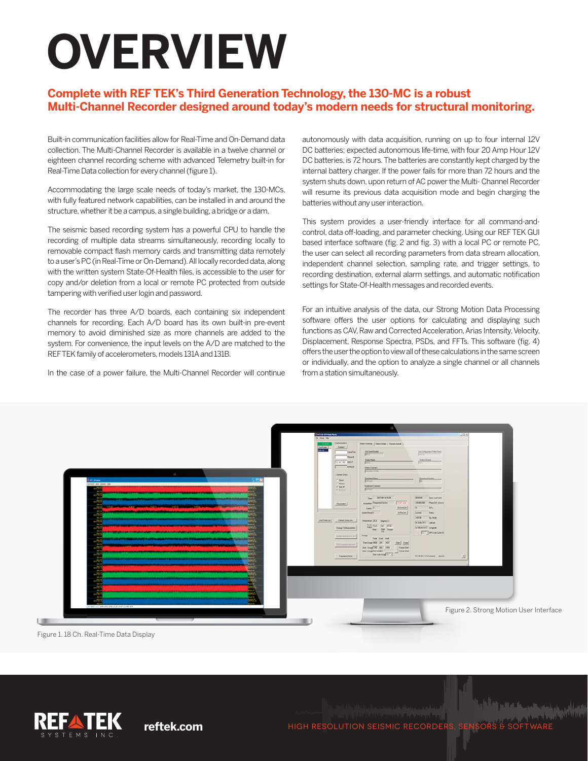# OVERVIEW

## Complete with REF TEK's Third Generation Technology, the 130-MC is a robust Multi-Channel Recorder designed around today's modern needs for structural monitoring.

Built-in communication facilities allow for Real-Time and On-Demand data collection. The Multi-Channel Recorder is available in a twelve channel or eighteen channel recording scheme with advanced Telemetry built-in for Real-Time Data collection for every channel (figure 1).

Accommodating the large scale needs of today's market, the 130-MCs, with fully featured network capabilities, can be installed in and around the structure, whether it be a campus, a single building, a bridge or a dam.

The seismic based recording system has a powerful CPU to handle the recording of multiple data streams simultaneously, recording locally to removable compact flash memory cards and transmitting data remotely to a user's PC (in Real-Time or On-Demand). All locally recorded data, along with the written system State-Of-Health files, is accessible to the user for copy and/or deletion from a local or remote PC protected from outside tampering with verified user login and password.

The recorder has three A/D boards, each containing six independent channels for recording. Each A/D board has its own built-in pre-event memory to avoid diminished size as more channels are added to the system. For convenience, the input levels on the A/D are matched to the REF TEK family of accelerometers, models 131A and 131B.

In the case of a power failure, the Multi-Channel Recorder will continue autonomously with data acquisition, running on up to four internal 12V DC batteries; expected autonomous life-time, with four 20 Amp Hour 12V DC batteries, is 72 hours. The batteries are constantly kept charged by the internal battery charger. If the power fails for more than 72 hours and the system shuts down, upon return of AC power the Multi- Channel Recorder will resume its previous data acquisition mode and begin charging the batteries without any user interaction.

This system provides a user-friendly interface for all command-and-control, data off-loading, and parameter checking. Using our REF TEK GUI based interface software (fig. 2 and fig. 3) with a local PC or remote PC, the user can select all recording parameters from data stream allocation, independent channel selection, sampling rate, and trigger settings, to recording destination, external alarm settings, and automatic notification settings for State-Of-Health messages and recorded events.

For an intuitive analysis of the data, our Strong Motion Data Processing software offers the user options for calculating and displaying such functions as CAV, Raw and Corrected Acceleration, Arias Intensity, Velocity, Displacement, Response Spectra, PSDs, and FFTs. This software (fig. 4) offers the user the option to view all of these calculations in the same screen or individually, and the option to analyze a single channel or all channels from a station simultaneously.

Figure 2. Strong Motion User Interface

Figure 1. 18 Ch. Real-Time Data Display

reftek.com

HIGH RESOLUTION SEISMIC RECORDERS, SENSORS & SOFTWARE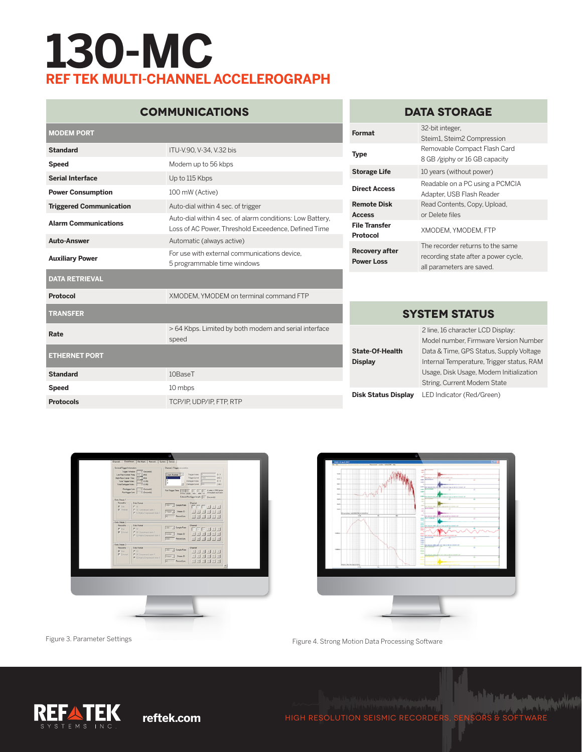# 130-MC

## REF TEK MULTI-CHANNEL ACCELEROGRAPH

## COMMUNICATIONS

| MODEM PORT | |
|---|---|
| Standard | ITU-V.90, V-34, V.32 bis |
| Speed | Modem up to 56 kbps |
| Serial Interface | Up to 115 Kbps |
| Power Consumption | 100 mW (Active) |
| Triggered Communication | Auto-dial within 4 sec. of trigger |
| Alarm Communications | Auto-dial within 4 sec. of alarm conditions: Low Battery, Loss of AC Power, Threshold Exceedence, Defined Time |
| Auto-Answer | Automatic (always active) |
| Auxiliary Power | For use with external communications device, 5 programmable time windows |
| **DATA RETRIEVAL** | |
| Protocol | XMODEM, YMODEM on terminal command FTP |
| **TRANSFER** | |
| Rate | > 64 Kbps. Limited by both modem and serial interface speed |
| **ETHERNET PORT** | |
| Standard | 10BaseT |
| Speed | 10 mbps |
| Protocols | TCP/IP, UDP/IP, FTP, RTP |

## DATA STORAGE

| | |
|---|---|
| Format | 32-bit integer, Steim1, Steim2 Compression |
| Type | Removable Compact Flash Card 8 GB /giphy or 16 GB capacity |
| Storage Life | 10 years (without power) |
| Direct Access | Readable on a PC using a PCMCIA Adapter, USB Flash Reader |
| Remote Disk Access | Read Contents, Copy, Upload, or Delete files |
| File Transfer Protocol | XMODEM, YMODEM, FTP |
| Recovery after Power Loss | The recorder returns to the same recording state after a power cycle, all parameters are saved. |

## SYSTEM STATUS

| | |
|---|---|
| State-Of-Health Display | 2 line, 16 character LCD Display: Model number, Firmware Version Number Data & Time, GPS Status, Supply Voltage Internal Temperature, Trigger status, RAM Usage, Disk Usage, Modem Initialization String, Current Modem State |
| Disk Status Display | LED Indicator (Red/Green) |

Figure 3. Parameter Settings

Figure 4. Strong Motion Data Processing Software

reftek.com

HIGH RESOLUTION SEISMIC RECORDERS, SENSORS & SOFTWARE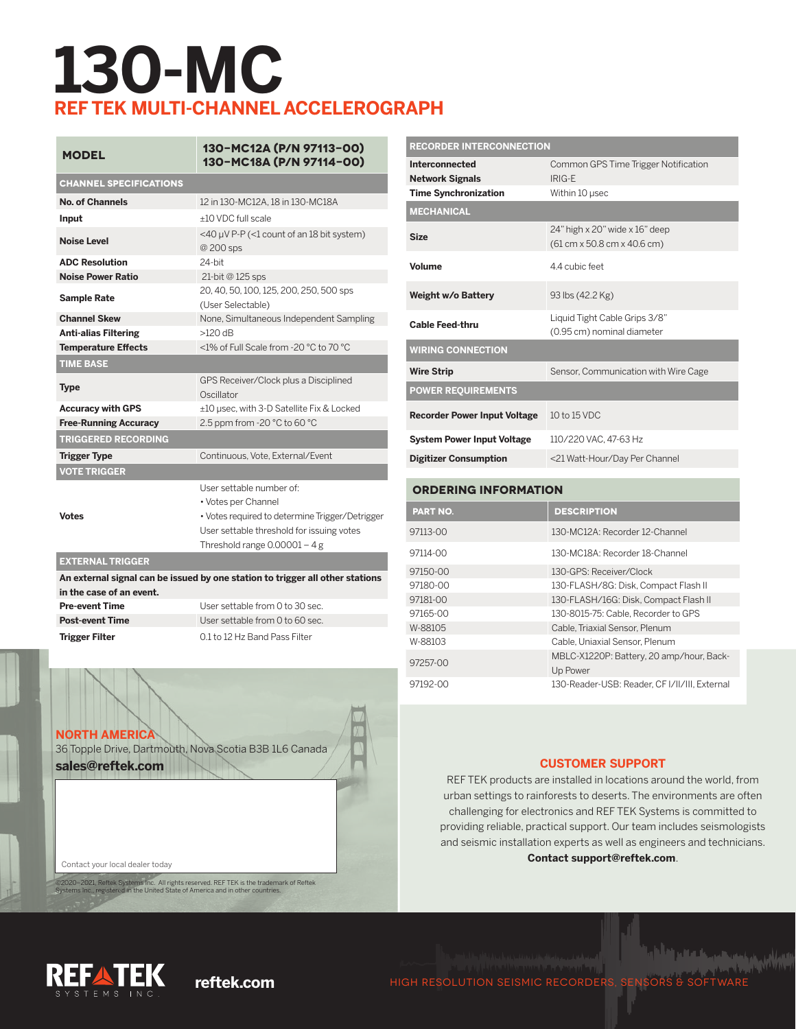# 130-MC

## REF TEK MULTI-CHANNEL ACCELEROGRAPH

| MODEL | 130-MC12A (P/N 97113-00)<br>130-MC18A (P/N 97114-00) |
|---|---|
| **CHANNEL SPECIFICATIONS** | |
| **No. of Channels** | 12 in 130-MC12A, 18 in 130-MC18A |
| **Input** | ±10 VDC full scale |
| **Noise Level** | <40 µV P-P (<1 count of an 18 bit system) @ 200 sps |
| **ADC Resolution** | 24-bit |
| **Noise Power Ratio** | 21-bit @ 125 sps |
| **Sample Rate** | 20, 40, 50, 100, 125, 200, 250, 500 sps (User Selectable) |
| **Channel Skew** | None, Simultaneous Independent Sampling |
| **Anti-alias Filtering** | >120 dB |
| **Temperature Effects** | <1% of Full Scale from -20 °C to 70 °C |
| **TIME BASE** | |
| **Type** | GPS Receiver/Clock plus a Disciplined Oscillator |
| **Accuracy with GPS** | ±10 µsec, with 3-D Satellite Fix & Locked |
| **Free-Running Accuracy** | 2.5 ppm from -20 °C to 60 °C |
| **TRIGGERED RECORDING** | |
| **Trigger Type** | Continuous, Vote, External/Event |
| **VOTE TRIGGER** | |
| **Votes** | User settable number of:<br>• Votes per Channel<br>• Votes required to determine Trigger/Detrigger<br>User settable threshold for issuing votes<br>Threshold range 0.00001 – 4 g |
| **EXTERNAL TRIGGER** | |
| **An external signal can be issued by one station to trigger all other stations in the case of an event.** | |
| **Pre-event Time** | User settable from 0 to 30 sec. |
| **Post-event Time** | User settable from 0 to 60 sec. |
| **Trigger Filter** | 0.1 to 12 Hz Band Pass Filter |

| RECORDER INTERCONNECTION | |
|---|---|
| **Interconnected** | Common GPS Time Trigger Notification |
| **Network Signals** | IRIG-E |
| **Time Synchronization** | Within 10 µsec |
| **MECHANICAL** | |
| **Size** | 24" high x 20" wide x 16" deep (61 cm x 50.8 cm x 40.6 cm) |
| **Volume** | 4.4 cubic feet |
| **Weight w/o Battery** | 93 lbs (42.2 Kg) |
| **Cable Feed-thru** | Liquid Tight Cable Grips 3/8" (0.95 cm) nominal diameter |
| **WIRING CONNECTION** | |
| **Wire Strip** | Sensor, Communication with Wire Cage |
| **POWER REQUIREMENTS** | |
| **Recorder Power Input Voltage** | 10 to 15 VDC |
| **System Power Input Voltage** | 110/220 VAC, 47-63 Hz |
| **Digitizer Consumption** | <21 Watt-Hour/Day Per Channel |

### ORDERING INFORMATION

| PART NO. | DESCRIPTION |
|---|---|
| 97113-00 | 130-MC12A: Recorder 12-Channel |
| 97114-00 | 130-MC18A: Recorder 18-Channel |
| 97150-00 | 130-GPS: Receiver/Clock |
| 97180-00 | 130-FLASH/8G: Disk, Compact Flash II |
| 97181-00 | 130-FLASH/16G: Disk, Compact Flash II |
| 97165-00 | 130-8015-75: Cable, Recorder to GPS |
| W-88105 | Cable, Triaxial Sensor, Plenum |
| W-88103 | Cable, Uniaxial Sensor, Plenum |
| 97257-00 | MBLC-X1220P: Battery, 20 amp/hour, Back-Up Power |
| 97192-00 | 130-Reader-USB: Reader, CF I/II/III, External |

**NORTH AMERICA**
36 Topple Drive, Dartmouth, Nova Scotia B3B 1L6 Canada
**sales@reftek.com**

Contact your local dealer today

©2020–2021, Reftek Systems Inc. All rights reserved. REF TEK is the trademark of Reftek Systems Inc., registered in the United State of America and in other countries.

**CUSTOMER SUPPORT**

REF TEK products are installed in locations around the world, from urban settings to rainforests to deserts. The environments are often challenging for electronics and REF TEK Systems is committed to providing reliable, practical support. Our team includes seismologists and seismic installation experts as well as engineers and technicians. **Contact support@reftek.com**.

REF TEK SYSTEMS INC. **reftek.com** HIGH RESOLUTION SEISMIC RECORDERS, SENSORS & SOFTWARE